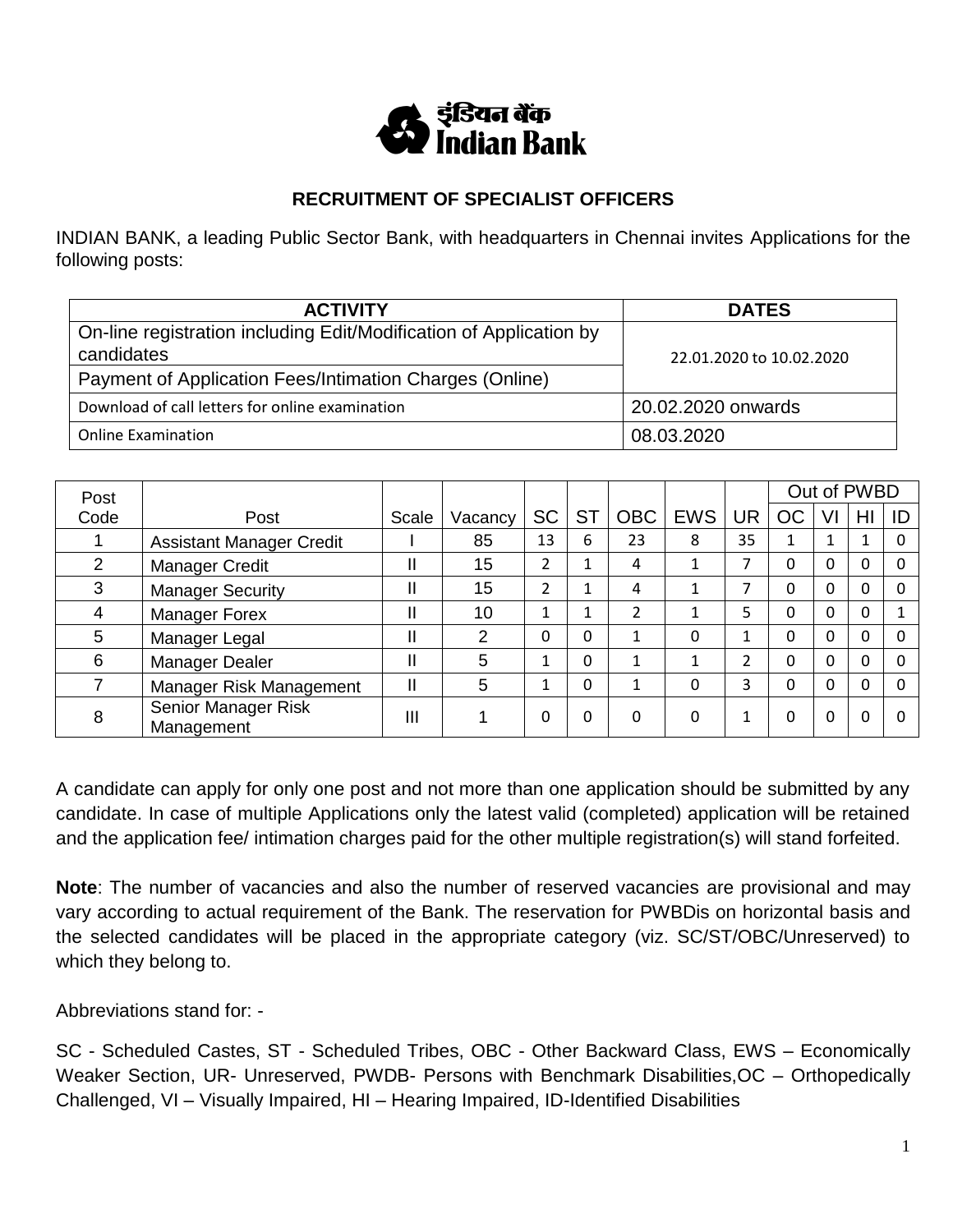इंडियन बैंक
Indian Bank

## RECRUITMENT OF SPECIALIST OFFICERS

INDIAN BANK, a leading Public Sector Bank, with headquarters in Chennai invites Applications for the following posts:

| ACTIVITY | DATES |
|---|---|
| On-line registration including Edit/Modification of Application by candidates | 22.01.2020 to 10.02.2020 |
| Payment of Application Fees/Intimation Charges (Online) | |
| Download of call letters for online examination | 20.02.2020 onwards |
| Online Examination | 08.03.2020 |

| Post Code | Post | Scale | Vacancy | SC | ST | OBC | EWS | UR | Out of PWBD | | | |
|---|---|---|---|---|---|---|---|---|---|---|---|---|
| | | | | | | | | | OC | VI | HI | ID |
| 1 | Assistant Manager Credit | I | 85 | 13 | 6 | 23 | 8 | 35 | 1 | 1 | 1 | 0 |
| 2 | Manager Credit | II | 15 | 2 | 1 | 4 | 1 | 7 | 0 | 0 | 0 | 0 |
| 3 | Manager Security | II | 15 | 2 | 1 | 4 | 1 | 7 | 0 | 0 | 0 | 0 |
| 4 | Manager Forex | II | 10 | 1 | 1 | 2 | 1 | 5 | 0 | 0 | 0 | 1 |
| 5 | Manager Legal | II | 2 | 0 | 0 | 1 | 0 | 1 | 0 | 0 | 0 | 0 |
| 6 | Manager Dealer | II | 5 | 1 | 0 | 1 | 1 | 2 | 0 | 0 | 0 | 0 |
| 7 | Manager Risk Management | II | 5 | 1 | 0 | 1 | 0 | 3 | 0 | 0 | 0 | 0 |
| 8 | Senior Manager Risk Management | III | 1 | 0 | 0 | 0 | 0 | 1 | 0 | 0 | 0 | 0 |

A candidate can apply for only one post and not more than one application should be submitted by any candidate. In case of multiple Applications only the latest valid (completed) application will be retained and the application fee/ intimation charges paid for the other multiple registration(s) will stand forfeited.

**Note**: The number of vacancies and also the number of reserved vacancies are provisional and may vary according to actual requirement of the Bank. The reservation for PWBDis on horizontal basis and the selected candidates will be placed in the appropriate category (viz. SC/ST/OBC/Unreserved) to which they belong to.

Abbreviations stand for: -

SC - Scheduled Castes, ST - Scheduled Tribes, OBC - Other Backward Class, EWS – Economically Weaker Section, UR- Unreserved, PWDB- Persons with Benchmark Disabilities,OC – Orthopedically Challenged, VI – Visually Impaired, HI – Hearing Impaired, ID-Identified Disabilities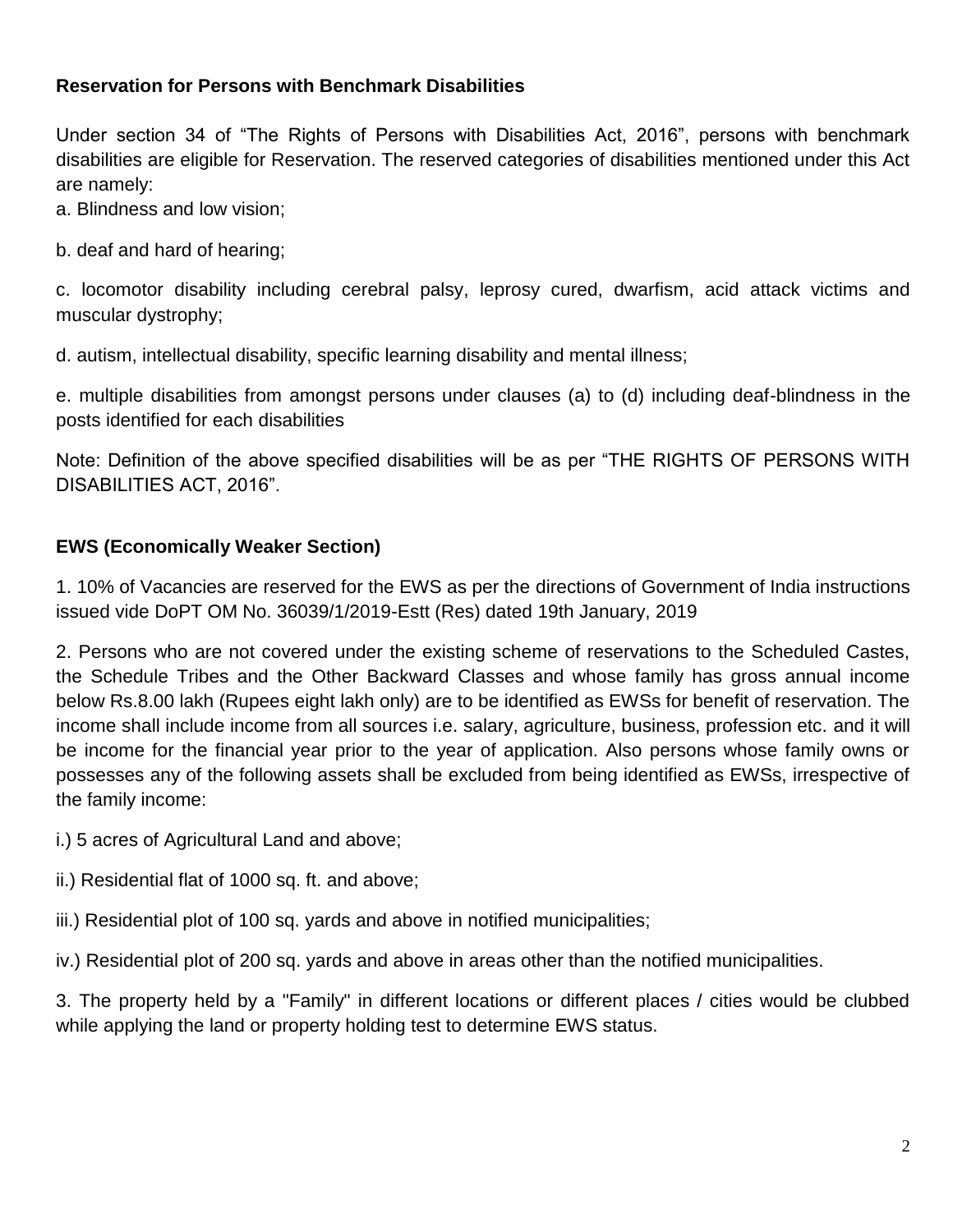## Reservation for Persons with Benchmark Disabilities

Under section 34 of "The Rights of Persons with Disabilities Act, 2016", persons with benchmark disabilities are eligible for Reservation. The reserved categories of disabilities mentioned under this Act are namely:

a. Blindness and low vision;

b. deaf and hard of hearing;

c. locomotor disability including cerebral palsy, leprosy cured, dwarfism, acid attack victims and muscular dystrophy;

d. autism, intellectual disability, specific learning disability and mental illness;

e. multiple disabilities from amongst persons under clauses (a) to (d) including deaf-blindness in the posts identified for each disabilities

Note: Definition of the above specified disabilities will be as per "THE RIGHTS OF PERSONS WITH DISABILITIES ACT, 2016".

## EWS (Economically Weaker Section)

1. 10% of Vacancies are reserved for the EWS as per the directions of Government of India instructions issued vide DoPT OM No. 36039/1/2019-Estt (Res) dated 19th January, 2019

2. Persons who are not covered under the existing scheme of reservations to the Scheduled Castes, the Schedule Tribes and the Other Backward Classes and whose family has gross annual income below Rs.8.00 lakh (Rupees eight lakh only) are to be identified as EWSs for benefit of reservation. The income shall include income from all sources i.e. salary, agriculture, business, profession etc. and it will be income for the financial year prior to the year of application. Also persons whose family owns or possesses any of the following assets shall be excluded from being identified as EWSs, irrespective of the family income:

i.) 5 acres of Agricultural Land and above;

ii.) Residential flat of 1000 sq. ft. and above;

iii.) Residential plot of 100 sq. yards and above in notified municipalities;

iv.) Residential plot of 200 sq. yards and above in areas other than the notified municipalities.

3. The property held by a "Family" in different locations or different places / cities would be clubbed while applying the land or property holding test to determine EWS status.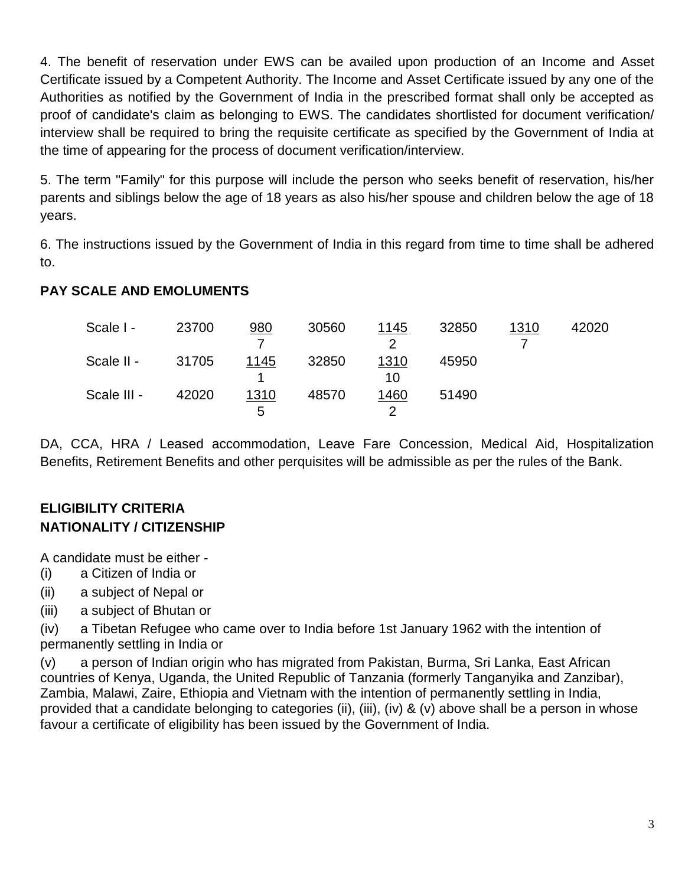4. The benefit of reservation under EWS can be availed upon production of an Income and Asset Certificate issued by a Competent Authority. The Income and Asset Certificate issued by any one of the Authorities as notified by the Government of India in the prescribed format shall only be accepted as proof of candidate's claim as belonging to EWS. The candidates shortlisted for document verification/ interview shall be required to bring the requisite certificate as specified by the Government of India at the time of appearing for the process of document verification/interview.

5. The term "Family" for this purpose will include the person who seeks benefit of reservation, his/her parents and siblings below the age of 18 years as also his/her spouse and children below the age of 18 years.

6. The instructions issued by the Government of India in this regard from time to time shall be adhered to.

**PAY SCALE AND EMOLUMENTS**

| Scale | | | | | | | |
|---|---|---|---|---|---|---|---|
| Scale I - | 23700 | 980 / 7 | 30560 | 1145 / 2 | 32850 | 1310 / 7 | 42020 |
| Scale II - | 31705 | 1145 / 1 | 32850 | 1310 / 10 | 45950 | | |
| Scale III - | 42020 | 1310 / 5 | 48570 | 1460 / 2 | 51490 | | |

DA, CCA, HRA / Leased accommodation, Leave Fare Concession, Medical Aid, Hospitalization Benefits, Retirement Benefits and other perquisites will be admissible as per the rules of the Bank.

**ELIGIBILITY CRITERIA**
**NATIONALITY / CITIZENSHIP**

A candidate must be either -

(i) a Citizen of India or

(ii) a subject of Nepal or

(iii) a subject of Bhutan or

(iv) a Tibetan Refugee who came over to India before 1st January 1962 with the intention of permanently settling in India or

(v) a person of Indian origin who has migrated from Pakistan, Burma, Sri Lanka, East African countries of Kenya, Uganda, the United Republic of Tanzania (formerly Tanganyika and Zanzibar), Zambia, Malawi, Zaire, Ethiopia and Vietnam with the intention of permanently settling in India, provided that a candidate belonging to categories (ii), (iii), (iv) & (v) above shall be a person in whose favour a certificate of eligibility has been issued by the Government of India.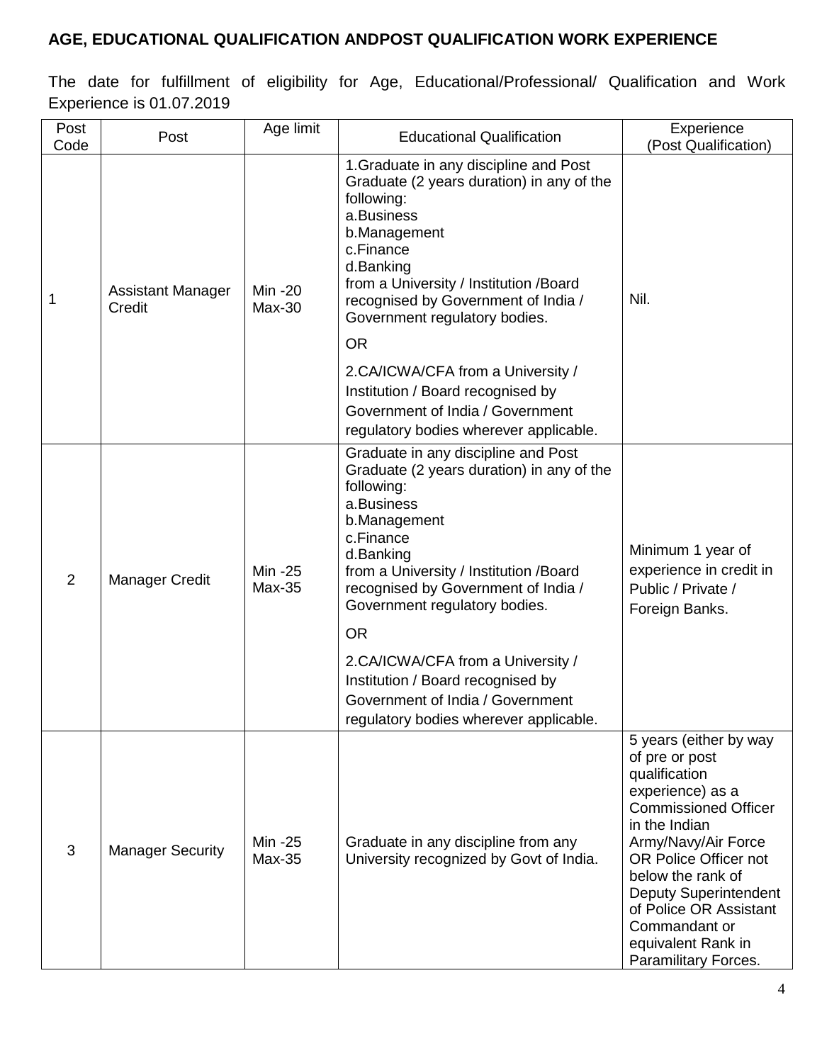## AGE, EDUCATIONAL QUALIFICATION ANDPOST QUALIFICATION WORK EXPERIENCE

The date for fulfillment of eligibility for Age, Educational/Professional/ Qualification and Work Experience is 01.07.2019

| Post Code | Post | Age limit | Educational Qualification | Experience (Post Qualification) |
|---|---|---|---|---|
| 1 | Assistant Manager Credit | Min -20 Max-30 | 1.Graduate in any discipline and Post Graduate (2 years duration) in any of the following: a.Business b.Management c.Finance d.Banking from a University / Institution /Board recognised by Government of India / Government regulatory bodies. OR 2.CA/ICWA/CFA from a University / Institution / Board recognised by Government of India / Government regulatory bodies wherever applicable. | Nil. |
| 2 | Manager Credit | Min -25 Max-35 | Graduate in any discipline and Post Graduate (2 years duration) in any of the following: a.Business b.Management c.Finance d.Banking from a University / Institution /Board recognised by Government of India / Government regulatory bodies. OR 2.CA/ICWA/CFA from a University / Institution / Board recognised by Government of India / Government regulatory bodies wherever applicable. | Minimum 1 year of experience in credit in Public / Private / Foreign Banks. |
| 3 | Manager Security | Min -25 Max-35 | Graduate in any discipline from any University recognized by Govt of India. | 5 years (either by way of pre or post qualification experience) as a Commissioned Officer in the Indian Army/Navy/Air Force OR Police Officer not below the rank of Deputy Superintendent of Police OR Assistant Commandant or equivalent Rank in Paramilitary Forces. |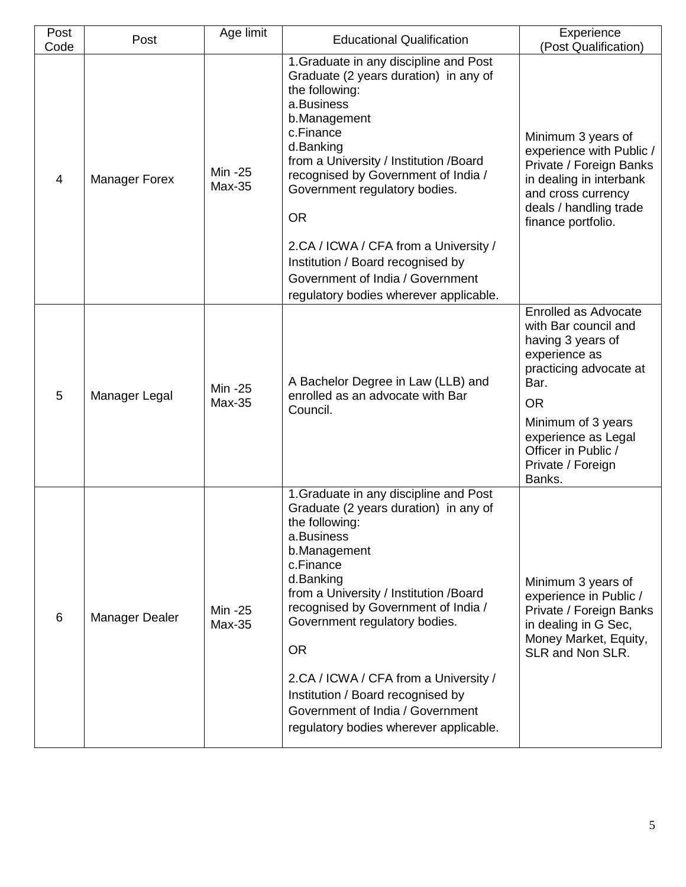| Post Code | Post | Age limit | Educational Qualification | Experience (Post Qualification) |
|---|---|---|---|---|
| 4 | Manager Forex | Min -25 Max-35 | 1.Graduate in any discipline and Post Graduate (2 years duration) in any of the following:<br>a.Business<br>b.Management<br>c.Finance<br>d.Banking<br>from a University / Institution /Board recognised by Government of India / Government regulatory bodies.<br><br>OR<br><br>2.CA / ICWA / CFA from a University / Institution / Board recognised by Government of India / Government regulatory bodies wherever applicable. | Minimum 3 years of experience with Public / Private / Foreign Banks in dealing in interbank and cross currency deals / handling trade finance portfolio. |
| 5 | Manager Legal | Min -25 Max-35 | A Bachelor Degree in Law (LLB) and enrolled as an advocate with Bar Council. | Enrolled as Advocate with Bar council and having 3 years of experience as practicing advocate at Bar.<br><br>OR<br><br>Minimum of 3 years experience as Legal Officer in Public / Private / Foreign Banks. |
| 6 | Manager Dealer | Min -25 Max-35 | 1.Graduate in any discipline and Post Graduate (2 years duration) in any of the following:<br>a.Business<br>b.Management<br>c.Finance<br>d.Banking<br>from a University / Institution /Board recognised by Government of India / Government regulatory bodies.<br><br>OR<br><br>2.CA / ICWA / CFA from a University / Institution / Board recognised by Government of India / Government regulatory bodies wherever applicable. | Minimum 3 years of experience in Public / Private / Foreign Banks in dealing in G Sec, Money Market, Equity, SLR and Non SLR. |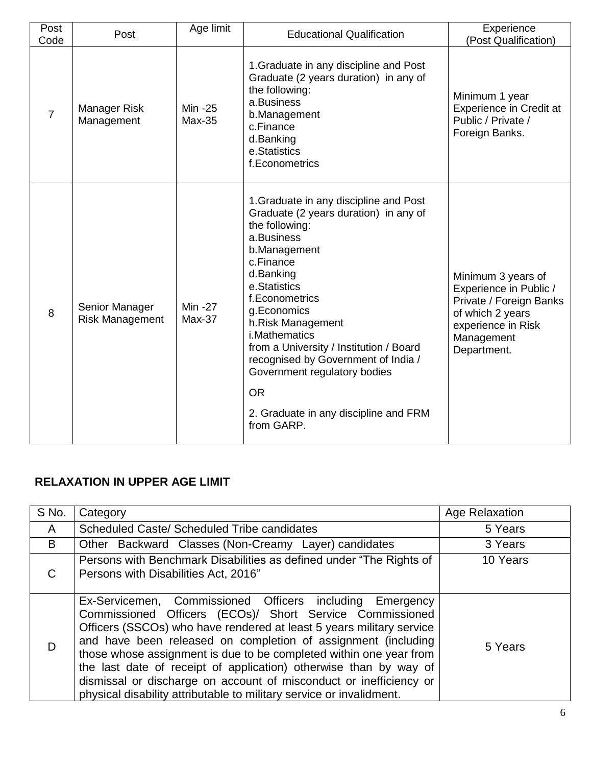| Post Code | Post | Age limit | Educational Qualification | Experience (Post Qualification) |
|---|---|---|---|---|
| 7 | Manager Risk Management | Min -25 Max-35 | 1.Graduate in any discipline and Post Graduate (2 years duration) in any of the following:<br>a.Business<br>b.Management<br>c.Finance<br>d.Banking<br>e.Statistics<br>f.Econometrics | Minimum 1 year Experience in Credit at Public / Private / Foreign Banks. |
| 8 | Senior Manager Risk Management | Min -27 Max-37 | 1.Graduate in any discipline and Post Graduate (2 years duration) in any of the following:<br>a.Business<br>b.Management<br>c.Finance<br>d.Banking<br>e.Statistics<br>f.Econometrics<br>g.Economics<br>h.Risk Management<br>i.Mathematics<br>from a University / Institution / Board recognised by Government of India / Government regulatory bodies<br>OR<br>2. Graduate in any discipline and FRM from GARP. | Minimum 3 years of Experience in Public / Private / Foreign Banks of which 2 years experience in Risk Management Department. |

**RELAXATION IN UPPER AGE LIMIT**

| S No. | Category | Age Relaxation |
|---|---|---|
| A | Scheduled Caste/ Scheduled Tribe candidates | 5 Years |
| B | Other Backward Classes (Non-Creamy Layer) candidates | 3 Years |
| C | Persons with Benchmark Disabilities as defined under "The Rights of Persons with Disabilities Act, 2016" | 10 Years |
| D | Ex-Servicemen, Commissioned Officers including Emergency Commissioned Officers (ECOs)/ Short Service Commissioned Officers (SSCOs) who have rendered at least 5 years military service and have been released on completion of assignment (including those whose assignment is due to be completed within one year from the last date of receipt of application) otherwise than by way of dismissal or discharge on account of misconduct or inefficiency or physical disability attributable to military service or invalidment. | 5 Years |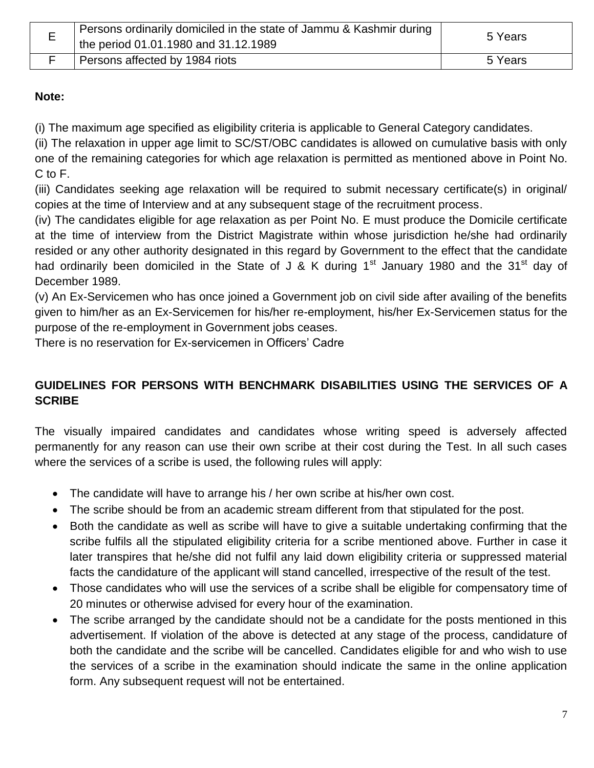| E | Persons ordinarily domiciled in the state of Jammu & Kashmir during the period 01.01.1980 and 31.12.1989 | 5 Years |
|---|---|---|
| F | Persons affected by 1984 riots | 5 Years |

**Note:**

(i) The maximum age specified as eligibility criteria is applicable to General Category candidates.

(ii) The relaxation in upper age limit to SC/ST/OBC candidates is allowed on cumulative basis with only one of the remaining categories for which age relaxation is permitted as mentioned above in Point No. C to F.

(iii) Candidates seeking age relaxation will be required to submit necessary certificate(s) in original/ copies at the time of Interview and at any subsequent stage of the recruitment process.

(iv) The candidates eligible for age relaxation as per Point No. E must produce the Domicile certificate at the time of interview from the District Magistrate within whose jurisdiction he/she had ordinarily resided or any other authority designated in this regard by Government to the effect that the candidate had ordinarily been domiciled in the State of J & K during 1st January 1980 and the 31st day of December 1989.

(v) An Ex-Servicemen who has once joined a Government job on civil side after availing of the benefits given to him/her as an Ex-Servicemen for his/her re-employment, his/her Ex-Servicemen status for the purpose of the re-employment in Government jobs ceases.

There is no reservation for Ex-servicemen in Officers' Cadre

## GUIDELINES FOR PERSONS WITH BENCHMARK DISABILITIES USING THE SERVICES OF A SCRIBE

The visually impaired candidates and candidates whose writing speed is adversely affected permanently for any reason can use their own scribe at their cost during the Test. In all such cases where the services of a scribe is used, the following rules will apply:

- The candidate will have to arrange his / her own scribe at his/her own cost.
- The scribe should be from an academic stream different from that stipulated for the post.
- Both the candidate as well as scribe will have to give a suitable undertaking confirming that the scribe fulfils all the stipulated eligibility criteria for a scribe mentioned above. Further in case it later transpires that he/she did not fulfil any laid down eligibility criteria or suppressed material facts the candidature of the applicant will stand cancelled, irrespective of the result of the test.
- Those candidates who will use the services of a scribe shall be eligible for compensatory time of 20 minutes or otherwise advised for every hour of the examination.
- The scribe arranged by the candidate should not be a candidate for the posts mentioned in this advertisement. If violation of the above is detected at any stage of the process, candidature of both the candidate and the scribe will be cancelled. Candidates eligible for and who wish to use the services of a scribe in the examination should indicate the same in the online application form. Any subsequent request will not be entertained.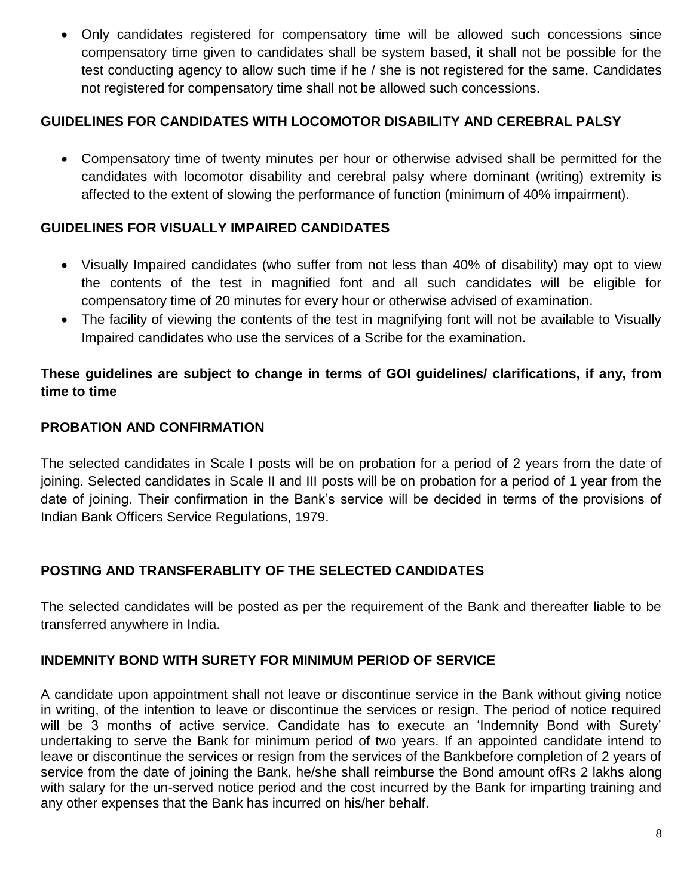- Only candidates registered for compensatory time will be allowed such concessions since compensatory time given to candidates shall be system based, it shall not be possible for the test conducting agency to allow such time if he / she is not registered for the same. Candidates not registered for compensatory time shall not be allowed such concessions.

**GUIDELINES FOR CANDIDATES WITH LOCOMOTOR DISABILITY AND CEREBRAL PALSY**

- Compensatory time of twenty minutes per hour or otherwise advised shall be permitted for the candidates with locomotor disability and cerebral palsy where dominant (writing) extremity is affected to the extent of slowing the performance of function (minimum of 40% impairment).

**GUIDELINES FOR VISUALLY IMPAIRED CANDIDATES**

- Visually Impaired candidates (who suffer from not less than 40% of disability) may opt to view the contents of the test in magnified font and all such candidates will be eligible for compensatory time of 20 minutes for every hour or otherwise advised of examination.
- The facility of viewing the contents of the test in magnifying font will not be available to Visually Impaired candidates who use the services of a Scribe for the examination.

**These guidelines are subject to change in terms of GOI guidelines/ clarifications, if any, from time to time**

**PROBATION AND CONFIRMATION**

The selected candidates in Scale I posts will be on probation for a period of 2 years from the date of joining. Selected candidates in Scale II and III posts will be on probation for a period of 1 year from the date of joining. Their confirmation in the Bank's service will be decided in terms of the provisions of Indian Bank Officers Service Regulations, 1979.

**POSTING AND TRANSFERABLITY OF THE SELECTED CANDIDATES**

The selected candidates will be posted as per the requirement of the Bank and thereafter liable to be transferred anywhere in India.

**INDEMNITY BOND WITH SURETY FOR MINIMUM PERIOD OF SERVICE**

A candidate upon appointment shall not leave or discontinue service in the Bank without giving notice in writing, of the intention to leave or discontinue the services or resign. The period of notice required will be 3 months of active service. Candidate has to execute an 'Indemnity Bond with Surety' undertaking to serve the Bank for minimum period of two years. If an appointed candidate intend to leave or discontinue the services or resign from the services of the Bankbefore completion of 2 years of service from the date of joining the Bank, he/she shall reimburse the Bond amount ofRs 2 lakhs along with salary for the un-served notice period and the cost incurred by the Bank for imparting training and any other expenses that the Bank has incurred on his/her behalf.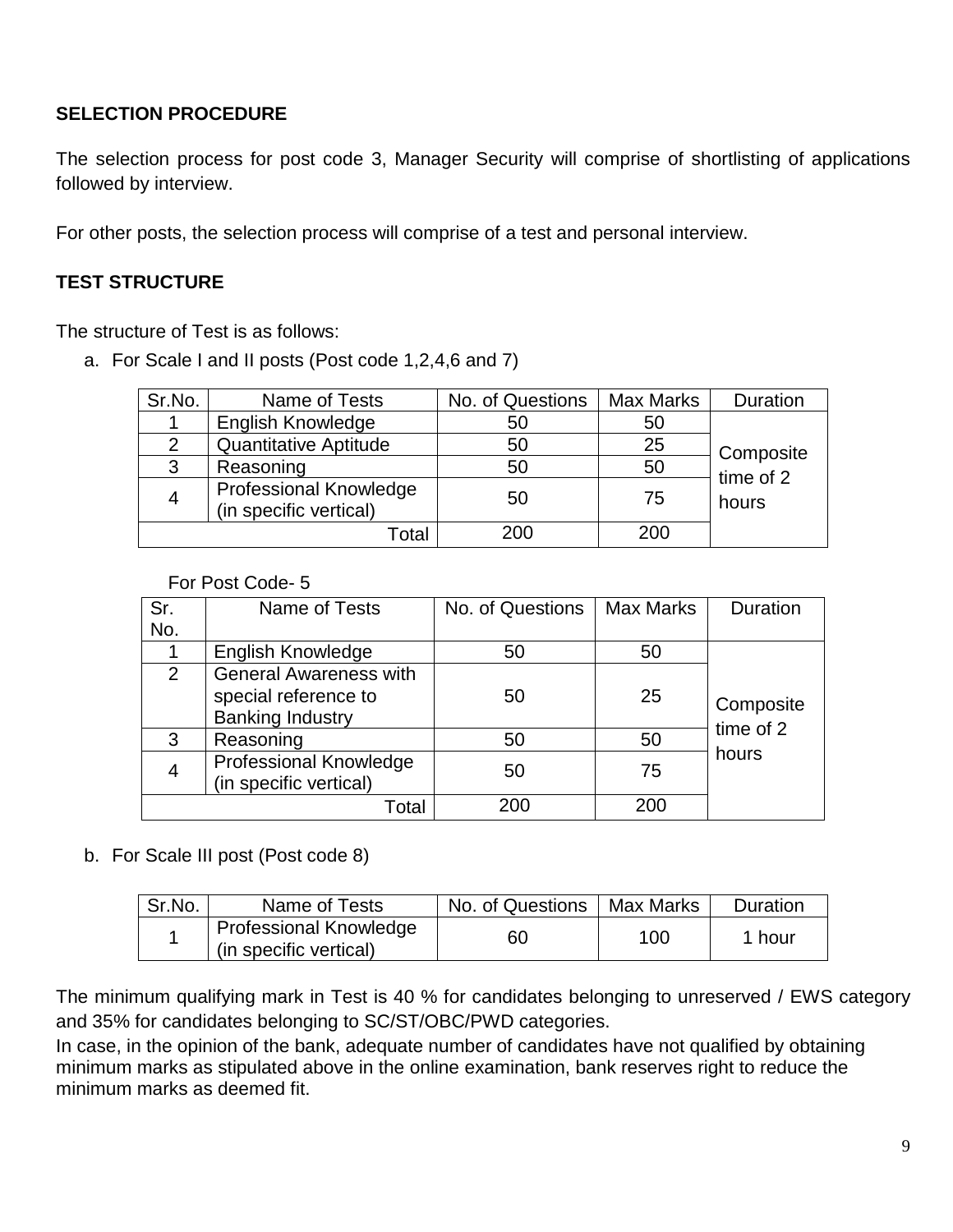## SELECTION PROCEDURE

The selection process for post code 3, Manager Security will comprise of shortlisting of applications followed by interview.

For other posts, the selection process will comprise of a test and personal interview.

## TEST STRUCTURE

The structure of Test is as follows:

a. For Scale I and II posts (Post code 1,2,4,6 and 7)

| Sr.No. | Name of Tests | No. of Questions | Max Marks | Duration |
|---|---|---|---|---|
| 1 | English Knowledge | 50 | 50 | Composite time of 2 hours |
| 2 | Quantitative Aptitude | 50 | 25 | |
| 3 | Reasoning | 50 | 50 | |
| 4 | Professional Knowledge (in specific vertical) | 50 | 75 | |
| | Total | 200 | 200 | |

For Post Code- 5

| Sr. No. | Name of Tests | No. of Questions | Max Marks | Duration |
|---|---|---|---|---|
| 1 | English Knowledge | 50 | 50 | Composite time of 2 hours |
| 2 | General Awareness with special reference to Banking Industry | 50 | 25 | |
| 3 | Reasoning | 50 | 50 | |
| 4 | Professional Knowledge (in specific vertical) | 50 | 75 | |
| | Total | 200 | 200 | |

b. For Scale III post (Post code 8)

| Sr.No. | Name of Tests | No. of Questions | Max Marks | Duration |
|---|---|---|---|---|
| 1 | Professional Knowledge (in specific vertical) | 60 | 100 | 1 hour |

The minimum qualifying mark in Test is 40 % for candidates belonging to unreserved / EWS category and 35% for candidates belonging to SC/ST/OBC/PWD categories.

In case, in the opinion of the bank, adequate number of candidates have not qualified by obtaining minimum marks as stipulated above in the online examination, bank reserves right to reduce the minimum marks as deemed fit.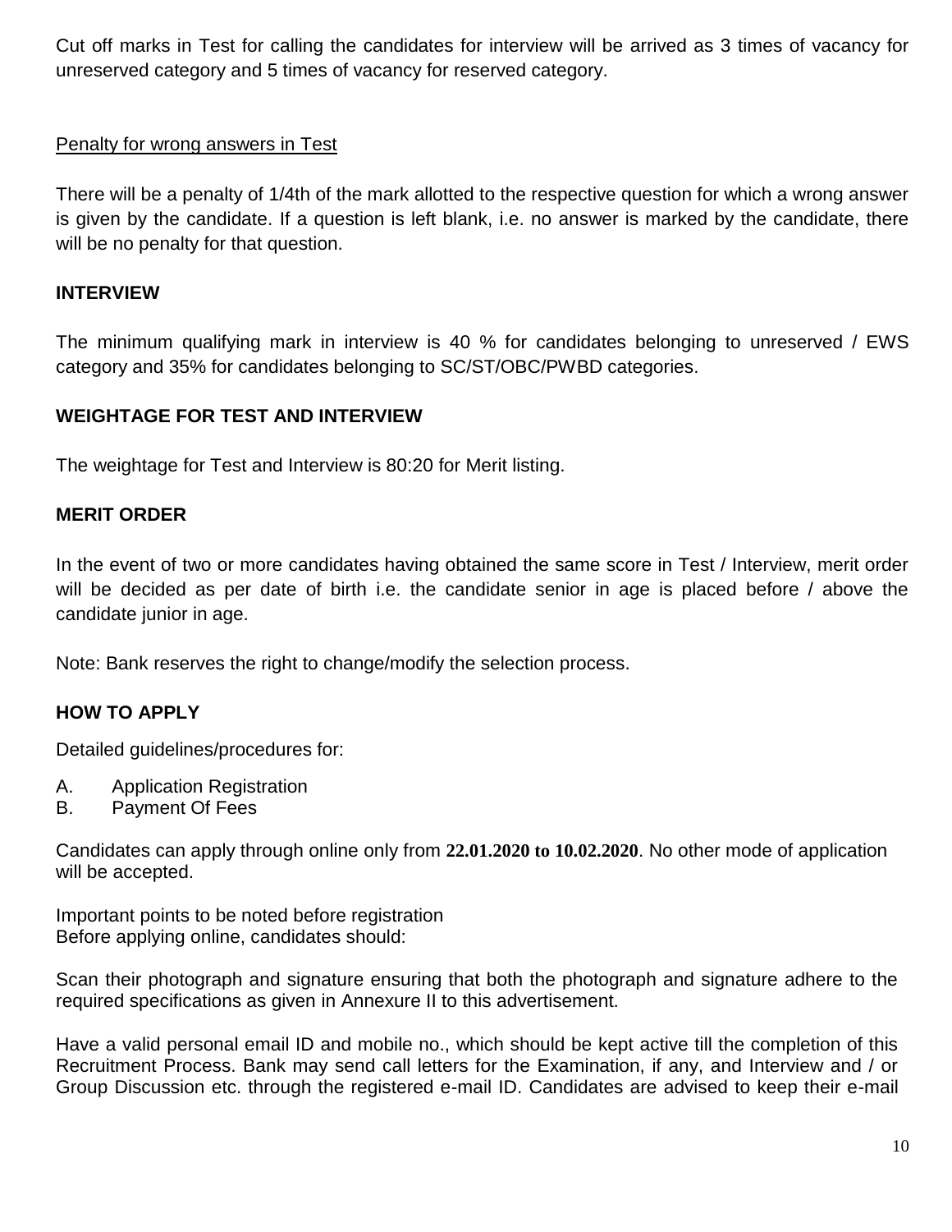Cut off marks in Test for calling the candidates for interview will be arrived as 3 times of vacancy for unreserved category and 5 times of vacancy for reserved category.

Penalty for wrong answers in Test

There will be a penalty of 1/4th of the mark allotted to the respective question for which a wrong answer is given by the candidate. If a question is left blank, i.e. no answer is marked by the candidate, there will be no penalty for that question.

## INTERVIEW

The minimum qualifying mark in interview is 40 % for candidates belonging to unreserved / EWS category and 35% for candidates belonging to SC/ST/OBC/PWBD categories.

## WEIGHTAGE FOR TEST AND INTERVIEW

The weightage for Test and Interview is 80:20 for Merit listing.

## MERIT ORDER

In the event of two or more candidates having obtained the same score in Test / Interview, merit order will be decided as per date of birth i.e. the candidate senior in age is placed before / above the candidate junior in age.

Note: Bank reserves the right to change/modify the selection process.

## HOW TO APPLY

Detailed guidelines/procedures for:

A. Application Registration
B. Payment Of Fees

Candidates can apply through online only from **22.01.2020 to 10.02.2020**. No other mode of application will be accepted.

Important points to be noted before registration
Before applying online, candidates should:

Scan their photograph and signature ensuring that both the photograph and signature adhere to the required specifications as given in Annexure II to this advertisement.

Have a valid personal email ID and mobile no., which should be kept active till the completion of this Recruitment Process. Bank may send call letters for the Examination, if any, and Interview and / or Group Discussion etc. through the registered e-mail ID. Candidates are advised to keep their e-mail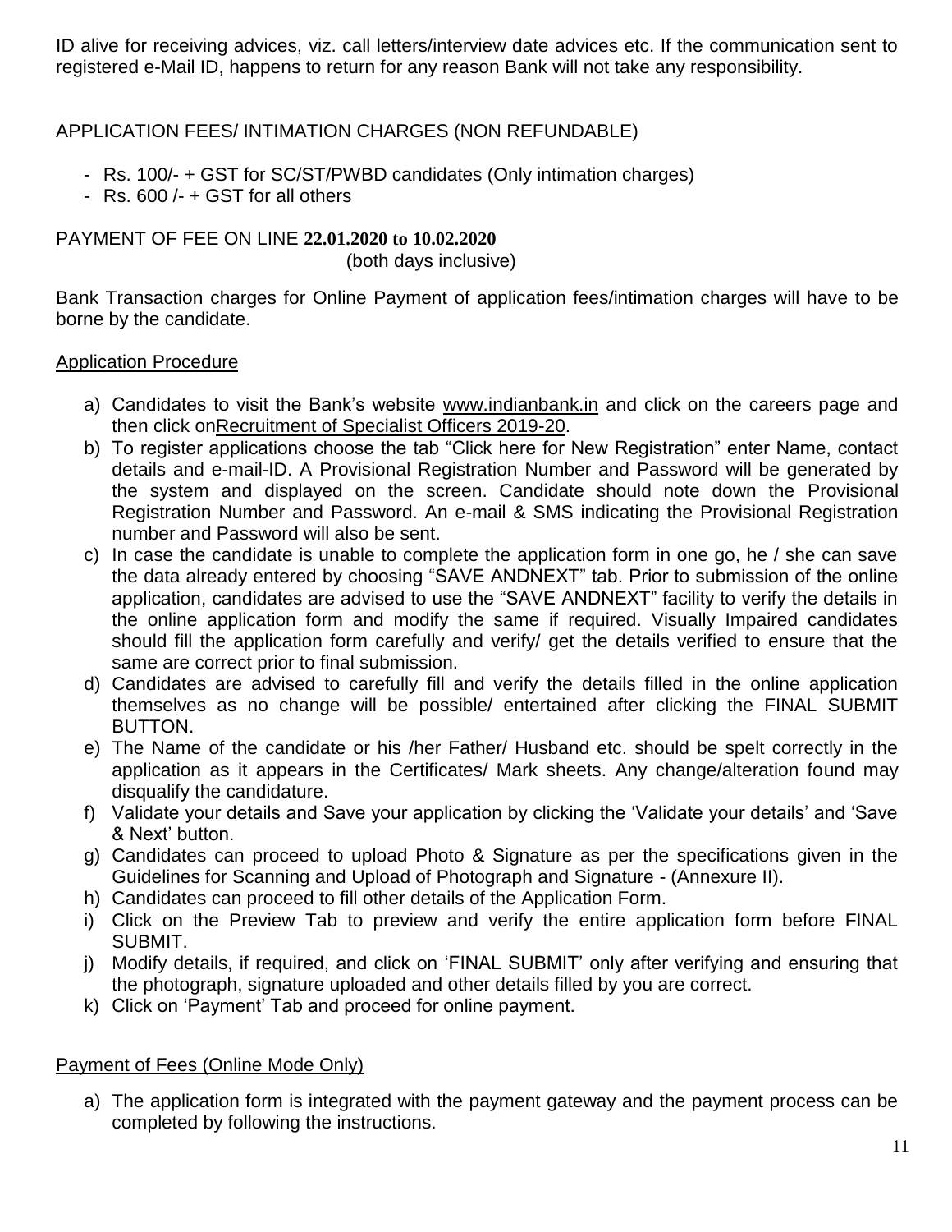ID alive for receiving advices, viz. call letters/interview date advices etc. If the communication sent to registered e-Mail ID, happens to return for any reason Bank will not take any responsibility.

APPLICATION FEES/ INTIMATION CHARGES (NON REFUNDABLE)

- Rs. 100/- + GST for SC/ST/PWBD candidates (Only intimation charges)
- Rs. 600 /- + GST for all others

PAYMENT OF FEE ON LINE **22.01.2020 to 10.02.2020**
(both days inclusive)

Bank Transaction charges for Online Payment of application fees/intimation charges will have to be borne by the candidate.

Application Procedure

a) Candidates to visit the Bank's website www.indianbank.in and click on the careers page and then click onRecruitment of Specialist Officers 2019-20.
b) To register applications choose the tab "Click here for New Registration" enter Name, contact details and e-mail-ID. A Provisional Registration Number and Password will be generated by the system and displayed on the screen. Candidate should note down the Provisional Registration Number and Password. An e-mail & SMS indicating the Provisional Registration number and Password will also be sent.
c) In case the candidate is unable to complete the application form in one go, he / she can save the data already entered by choosing "SAVE ANDNEXT" tab. Prior to submission of the online application, candidates are advised to use the "SAVE ANDNEXT" facility to verify the details in the online application form and modify the same if required. Visually Impaired candidates should fill the application form carefully and verify/ get the details verified to ensure that the same are correct prior to final submission.
d) Candidates are advised to carefully fill and verify the details filled in the online application themselves as no change will be possible/ entertained after clicking the FINAL SUBMIT BUTTON.
e) The Name of the candidate or his /her Father/ Husband etc. should be spelt correctly in the application as it appears in the Certificates/ Mark sheets. Any change/alteration found may disqualify the candidature.
f) Validate your details and Save your application by clicking the 'Validate your details' and 'Save & Next' button.
g) Candidates can proceed to upload Photo & Signature as per the specifications given in the Guidelines for Scanning and Upload of Photograph and Signature - (Annexure II).
h) Candidates can proceed to fill other details of the Application Form.
i) Click on the Preview Tab to preview and verify the entire application form before FINAL SUBMIT.
j) Modify details, if required, and click on 'FINAL SUBMIT' only after verifying and ensuring that the photograph, signature uploaded and other details filled by you are correct.
k) Click on 'Payment' Tab and proceed for online payment.

Payment of Fees (Online Mode Only)

a) The application form is integrated with the payment gateway and the payment process can be completed by following the instructions.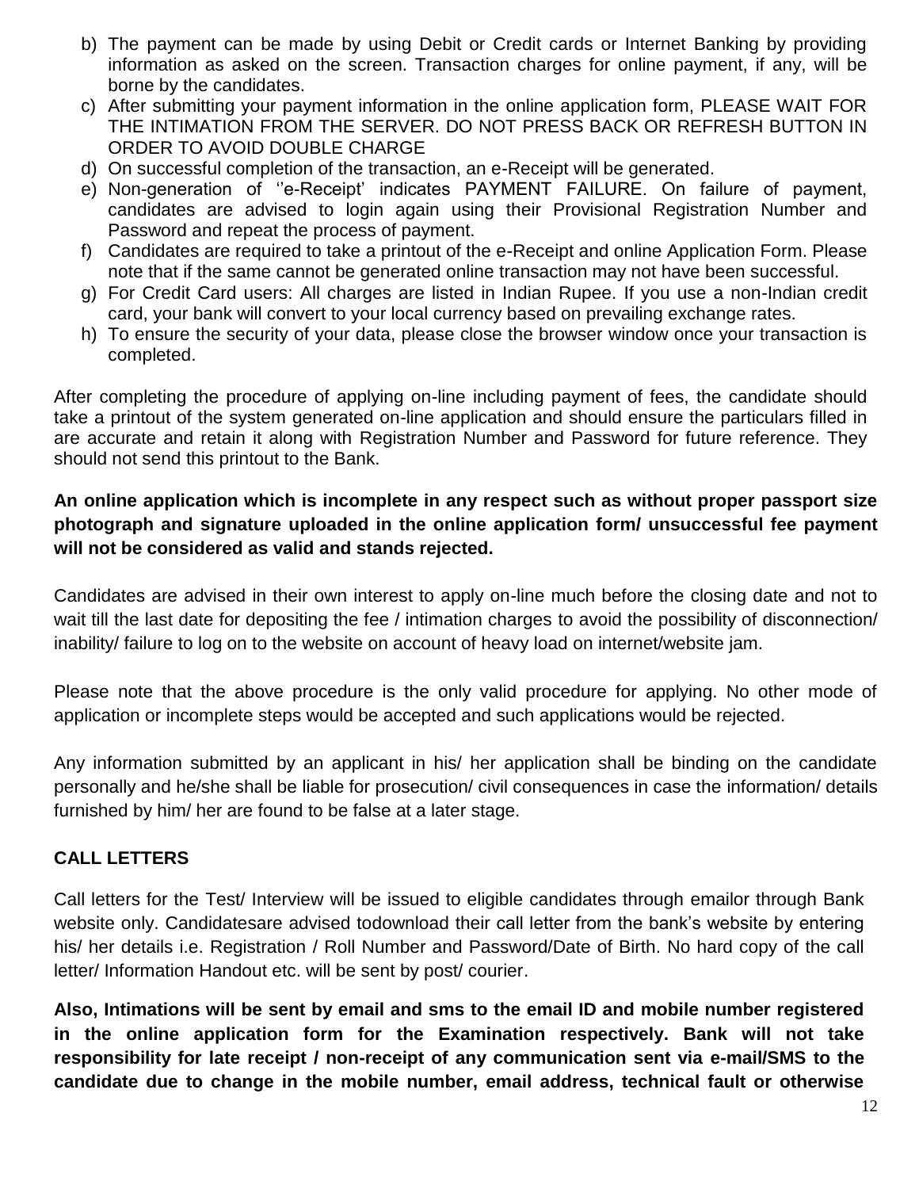b) The payment can be made by using Debit or Credit cards or Internet Banking by providing information as asked on the screen. Transaction charges for online payment, if any, will be borne by the candidates.
c) After submitting your payment information in the online application form, PLEASE WAIT FOR THE INTIMATION FROM THE SERVER. DO NOT PRESS BACK OR REFRESH BUTTON IN ORDER TO AVOID DOUBLE CHARGE
d) On successful completion of the transaction, an e-Receipt will be generated.
e) Non-generation of ''e-Receipt' indicates PAYMENT FAILURE. On failure of payment, candidates are advised to login again using their Provisional Registration Number and Password and repeat the process of payment.
f) Candidates are required to take a printout of the e-Receipt and online Application Form. Please note that if the same cannot be generated online transaction may not have been successful.
g) For Credit Card users: All charges are listed in Indian Rupee. If you use a non-Indian credit card, your bank will convert to your local currency based on prevailing exchange rates.
h) To ensure the security of your data, please close the browser window once your transaction is completed.

After completing the procedure of applying on-line including payment of fees, the candidate should take a printout of the system generated on-line application and should ensure the particulars filled in are accurate and retain it along with Registration Number and Password for future reference. They should not send this printout to the Bank.

**An online application which is incomplete in any respect such as without proper passport size photograph and signature uploaded in the online application form/ unsuccessful fee payment will not be considered as valid and stands rejected.**

Candidates are advised in their own interest to apply on-line much before the closing date and not to wait till the last date for depositing the fee / intimation charges to avoid the possibility of disconnection/ inability/ failure to log on to the website on account of heavy load on internet/website jam.

Please note that the above procedure is the only valid procedure for applying. No other mode of application or incomplete steps would be accepted and such applications would be rejected.

Any information submitted by an applicant in his/ her application shall be binding on the candidate personally and he/she shall be liable for prosecution/ civil consequences in case the information/ details furnished by him/ her are found to be false at a later stage.

**CALL LETTERS**

Call letters for the Test/ Interview will be issued to eligible candidates through emailor through Bank website only. Candidatesare advised todownload their call letter from the bank's website by entering his/ her details i.e. Registration / Roll Number and Password/Date of Birth. No hard copy of the call letter/ Information Handout etc. will be sent by post/ courier.

**Also, Intimations will be sent by email and sms to the email ID and mobile number registered in the online application form for the Examination respectively. Bank will not take responsibility for late receipt / non-receipt of any communication sent via e-mail/SMS to the candidate due to change in the mobile number, email address, technical fault or otherwise**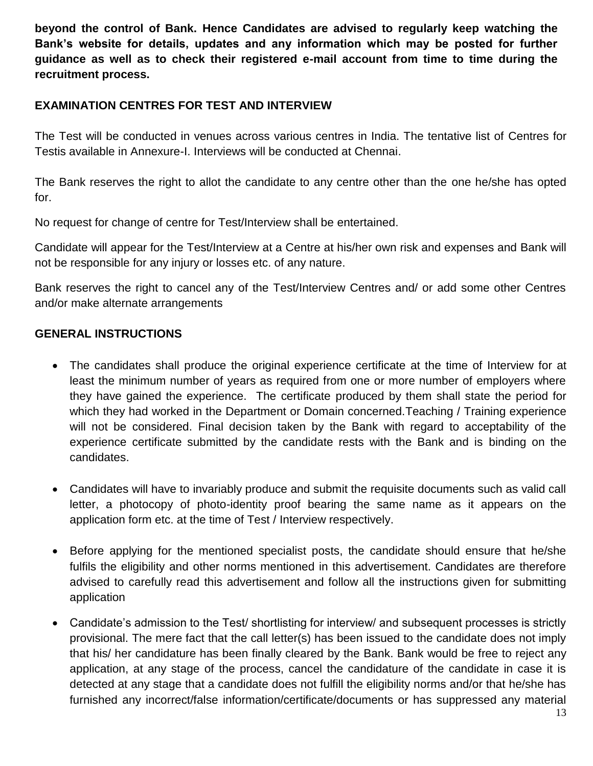**beyond the control of Bank. Hence Candidates are advised to regularly keep watching the Bank's website for details, updates and any information which may be posted for further guidance as well as to check their registered e-mail account from time to time during the recruitment process.**

**EXAMINATION CENTRES FOR TEST AND INTERVIEW**

The Test will be conducted in venues across various centres in India. The tentative list of Centres for Testis available in Annexure-I. Interviews will be conducted at Chennai.

The Bank reserves the right to allot the candidate to any centre other than the one he/she has opted for.

No request for change of centre for Test/Interview shall be entertained.

Candidate will appear for the Test/Interview at a Centre at his/her own risk and expenses and Bank will not be responsible for any injury or losses etc. of any nature.

Bank reserves the right to cancel any of the Test/Interview Centres and/ or add some other Centres and/or make alternate arrangements

**GENERAL INSTRUCTIONS**

- The candidates shall produce the original experience certificate at the time of Interview for at least the minimum number of years as required from one or more number of employers where they have gained the experience. The certificate produced by them shall state the period for which they had worked in the Department or Domain concerned.Teaching / Training experience will not be considered. Final decision taken by the Bank with regard to acceptability of the experience certificate submitted by the candidate rests with the Bank and is binding on the candidates.

- Candidates will have to invariably produce and submit the requisite documents such as valid call letter, a photocopy of photo-identity proof bearing the same name as it appears on the application form etc. at the time of Test / Interview respectively.

- Before applying for the mentioned specialist posts, the candidate should ensure that he/she fulfils the eligibility and other norms mentioned in this advertisement. Candidates are therefore advised to carefully read this advertisement and follow all the instructions given for submitting application

- Candidate's admission to the Test/ shortlisting for interview/ and subsequent processes is strictly provisional. The mere fact that the call letter(s) has been issued to the candidate does not imply that his/ her candidature has been finally cleared by the Bank. Bank would be free to reject any application, at any stage of the process, cancel the candidature of the candidate in case it is detected at any stage that a candidate does not fulfill the eligibility norms and/or that he/she has furnished any incorrect/false information/certificate/documents or has suppressed any material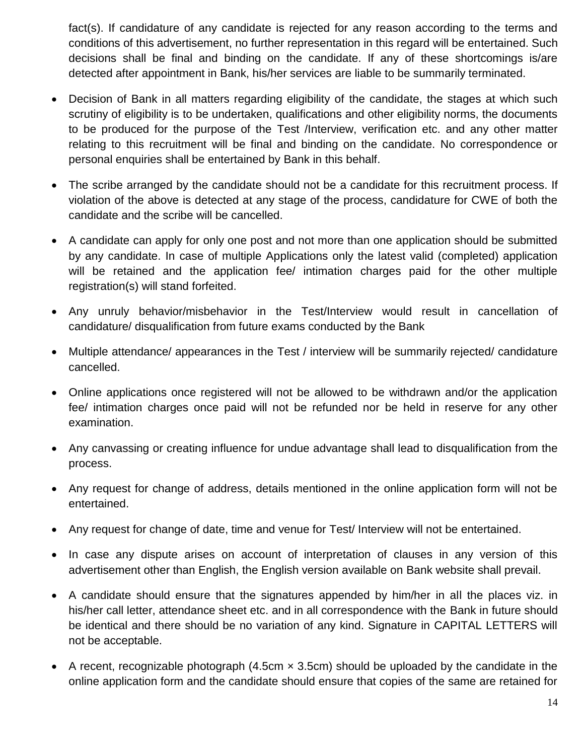fact(s). If candidature of any candidate is rejected for any reason according to the terms and conditions of this advertisement, no further representation in this regard will be entertained. Such decisions shall be final and binding on the candidate. If any of these shortcomings is/are detected after appointment in Bank, his/her services are liable to be summarily terminated.

- Decision of Bank in all matters regarding eligibility of the candidate, the stages at which such scrutiny of eligibility is to be undertaken, qualifications and other eligibility norms, the documents to be produced for the purpose of the Test /Interview, verification etc. and any other matter relating to this recruitment will be final and binding on the candidate. No correspondence or personal enquiries shall be entertained by Bank in this behalf.
- The scribe arranged by the candidate should not be a candidate for this recruitment process. If violation of the above is detected at any stage of the process, candidature for CWE of both the candidate and the scribe will be cancelled.
- A candidate can apply for only one post and not more than one application should be submitted by any candidate. In case of multiple Applications only the latest valid (completed) application will be retained and the application fee/ intimation charges paid for the other multiple registration(s) will stand forfeited.
- Any unruly behavior/misbehavior in the Test/Interview would result in cancellation of candidature/ disqualification from future exams conducted by the Bank
- Multiple attendance/ appearances in the Test / interview will be summarily rejected/ candidature cancelled.
- Online applications once registered will not be allowed to be withdrawn and/or the application fee/ intimation charges once paid will not be refunded nor be held in reserve for any other examination.
- Any canvassing or creating influence for undue advantage shall lead to disqualification from the process.
- Any request for change of address, details mentioned in the online application form will not be entertained.
- Any request for change of date, time and venue for Test/ Interview will not be entertained.
- In case any dispute arises on account of interpretation of clauses in any version of this advertisement other than English, the English version available on Bank website shall prevail.
- A candidate should ensure that the signatures appended by him/her in all the places viz. in his/her call letter, attendance sheet etc. and in all correspondence with the Bank in future should be identical and there should be no variation of any kind. Signature in CAPITAL LETTERS will not be acceptable.
- A recent, recognizable photograph (4.5cm × 3.5cm) should be uploaded by the candidate in the online application form and the candidate should ensure that copies of the same are retained for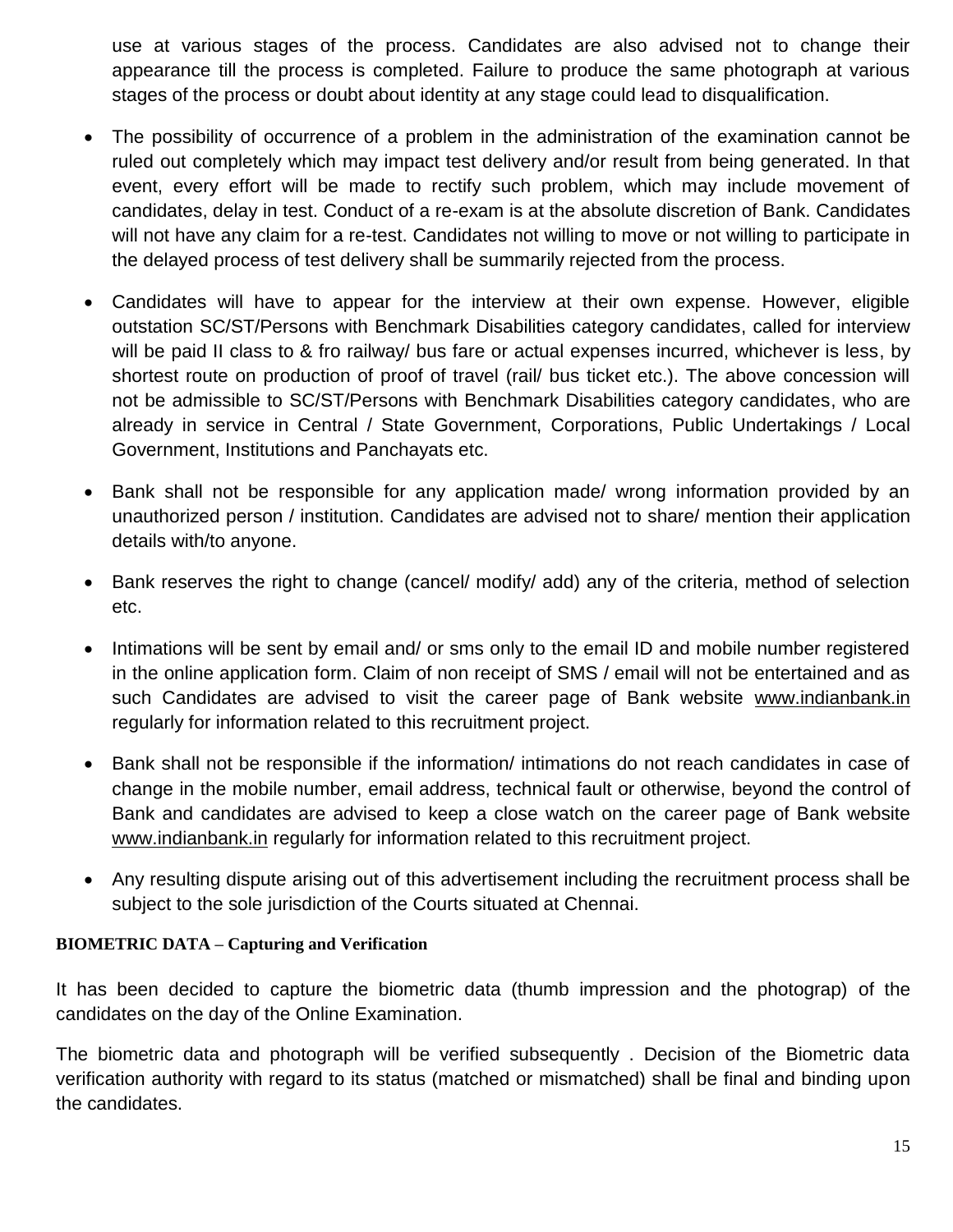use at various stages of the process. Candidates are also advised not to change their appearance till the process is completed. Failure to produce the same photograph at various stages of the process or doubt about identity at any stage could lead to disqualification.

- The possibility of occurrence of a problem in the administration of the examination cannot be ruled out completely which may impact test delivery and/or result from being generated. In that event, every effort will be made to rectify such problem, which may include movement of candidates, delay in test. Conduct of a re-exam is at the absolute discretion of Bank. Candidates will not have any claim for a re-test. Candidates not willing to move or not willing to participate in the delayed process of test delivery shall be summarily rejected from the process.

- Candidates will have to appear for the interview at their own expense. However, eligible outstation SC/ST/Persons with Benchmark Disabilities category candidates, called for interview will be paid II class to & fro railway/ bus fare or actual expenses incurred, whichever is less, by shortest route on production of proof of travel (rail/ bus ticket etc.). The above concession will not be admissible to SC/ST/Persons with Benchmark Disabilities category candidates, who are already in service in Central / State Government, Corporations, Public Undertakings / Local Government, Institutions and Panchayats etc.

- Bank shall not be responsible for any application made/ wrong information provided by an unauthorized person / institution. Candidates are advised not to share/ mention their application details with/to anyone.

- Bank reserves the right to change (cancel/ modify/ add) any of the criteria, method of selection etc.

- Intimations will be sent by email and/ or sms only to the email ID and mobile number registered in the online application form. Claim of non receipt of SMS / email will not be entertained and as such Candidates are advised to visit the career page of Bank website www.indianbank.in regularly for information related to this recruitment project.

- Bank shall not be responsible if the information/ intimations do not reach candidates in case of change in the mobile number, email address, technical fault or otherwise, beyond the control of Bank and candidates are advised to keep a close watch on the career page of Bank website www.indianbank.in regularly for information related to this recruitment project.

- Any resulting dispute arising out of this advertisement including the recruitment process shall be subject to the sole jurisdiction of the Courts situated at Chennai.

**BIOMETRIC DATA – Capturing and Verification**

It has been decided to capture the biometric data (thumb impression and the photograp) of the candidates on the day of the Online Examination.

The biometric data and photograph will be verified subsequently . Decision of the Biometric data verification authority with regard to its status (matched or mismatched) shall be final and binding upon the candidates.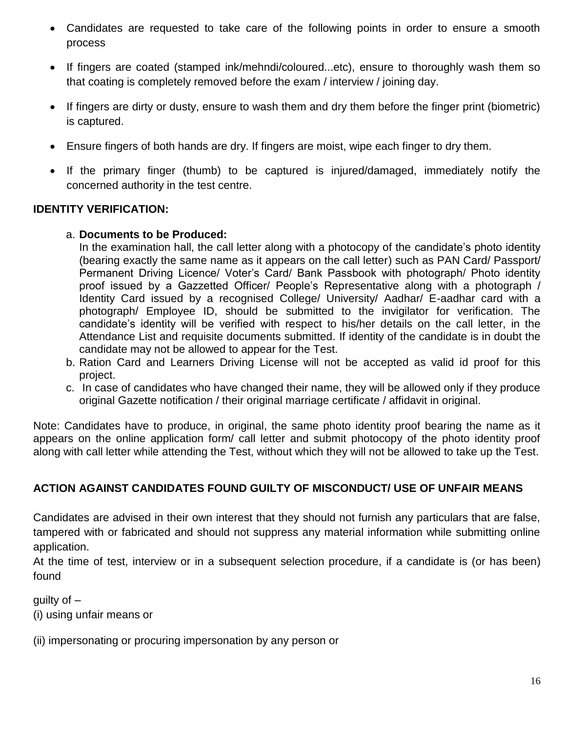- Candidates are requested to take care of the following points in order to ensure a smooth process
- If fingers are coated (stamped ink/mehndi/coloured...etc), ensure to thoroughly wash them so that coating is completely removed before the exam / interview / joining day.
- If fingers are dirty or dusty, ensure to wash them and dry them before the finger print (biometric) is captured.
- Ensure fingers of both hands are dry. If fingers are moist, wipe each finger to dry them.
- If the primary finger (thumb) to be captured is injured/damaged, immediately notify the concerned authority in the test centre.

**IDENTITY VERIFICATION:**

a. **Documents to be Produced:**
   In the examination hall, the call letter along with a photocopy of the candidate's photo identity (bearing exactly the same name as it appears on the call letter) such as PAN Card/ Passport/ Permanent Driving Licence/ Voter's Card/ Bank Passbook with photograph/ Photo identity proof issued by a Gazzetted Officer/ People's Representative along with a photograph / Identity Card issued by a recognised College/ University/ Aadhar/ E-aadhar card with a photograph/ Employee ID, should be submitted to the invigilator for verification. The candidate's identity will be verified with respect to his/her details on the call letter, in the Attendance List and requisite documents submitted. If identity of the candidate is in doubt the candidate may not be allowed to appear for the Test.

b. Ration Card and Learners Driving License will not be accepted as valid id proof for this project.

c. In case of candidates who have changed their name, they will be allowed only if they produce original Gazette notification / their original marriage certificate / affidavit in original.

Note: Candidates have to produce, in original, the same photo identity proof bearing the name as it appears on the online application form/ call letter and submit photocopy of the photo identity proof along with call letter while attending the Test, without which they will not be allowed to take up the Test.

**ACTION AGAINST CANDIDATES FOUND GUILTY OF MISCONDUCT/ USE OF UNFAIR MEANS**

Candidates are advised in their own interest that they should not furnish any particulars that are false, tampered with or fabricated and should not suppress any material information while submitting online application.

At the time of test, interview or in a subsequent selection procedure, if a candidate is (or has been) found

guilty of –

(i) using unfair means or

(ii) impersonating or procuring impersonation by any person or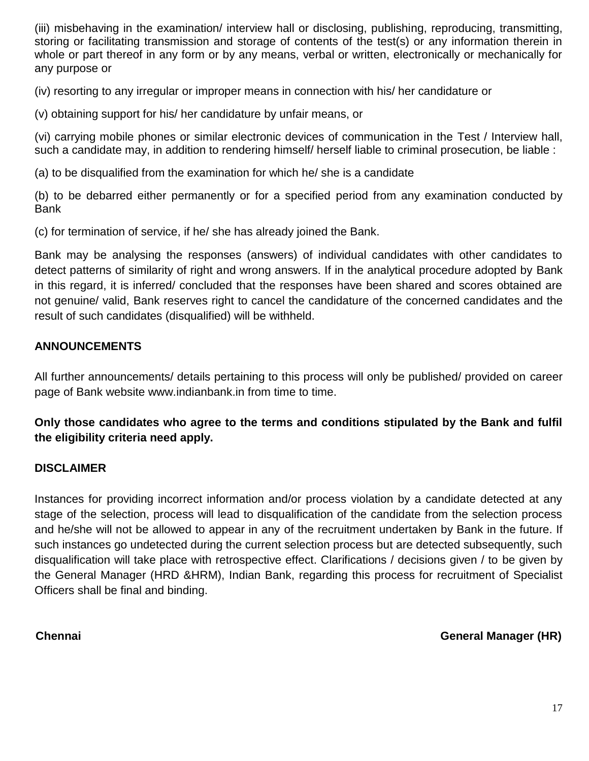(iii) misbehaving in the examination/ interview hall or disclosing, publishing, reproducing, transmitting, storing or facilitating transmission and storage of contents of the test(s) or any information therein in whole or part thereof in any form or by any means, verbal or written, electronically or mechanically for any purpose or

(iv) resorting to any irregular or improper means in connection with his/ her candidature or

(v) obtaining support for his/ her candidature by unfair means, or

(vi) carrying mobile phones or similar electronic devices of communication in the Test / Interview hall, such a candidate may, in addition to rendering himself/ herself liable to criminal prosecution, be liable :

(a) to be disqualified from the examination for which he/ she is a candidate

(b) to be debarred either permanently or for a specified period from any examination conducted by Bank

(c) for termination of service, if he/ she has already joined the Bank.

Bank may be analysing the responses (answers) of individual candidates with other candidates to detect patterns of similarity of right and wrong answers. If in the analytical procedure adopted by Bank in this regard, it is inferred/ concluded that the responses have been shared and scores obtained are not genuine/ valid, Bank reserves right to cancel the candidature of the concerned candidates and the result of such candidates (disqualified) will be withheld.

**ANNOUNCEMENTS**

All further announcements/ details pertaining to this process will only be published/ provided on career page of Bank website www.indianbank.in from time to time.

**Only those candidates who agree to the terms and conditions stipulated by the Bank and fulfil the eligibility criteria need apply.**

**DISCLAIMER**

Instances for providing incorrect information and/or process violation by a candidate detected at any stage of the selection, process will lead to disqualification of the candidate from the selection process and he/she will not be allowed to appear in any of the recruitment undertaken by Bank in the future. If such instances go undetected during the current selection process but are detected subsequently, such disqualification will take place with retrospective effect. Clarifications / decisions given / to be given by the General Manager (HRD &HRM), Indian Bank, regarding this process for recruitment of Specialist Officers shall be final and binding.

**Chennai** **General Manager (HR)**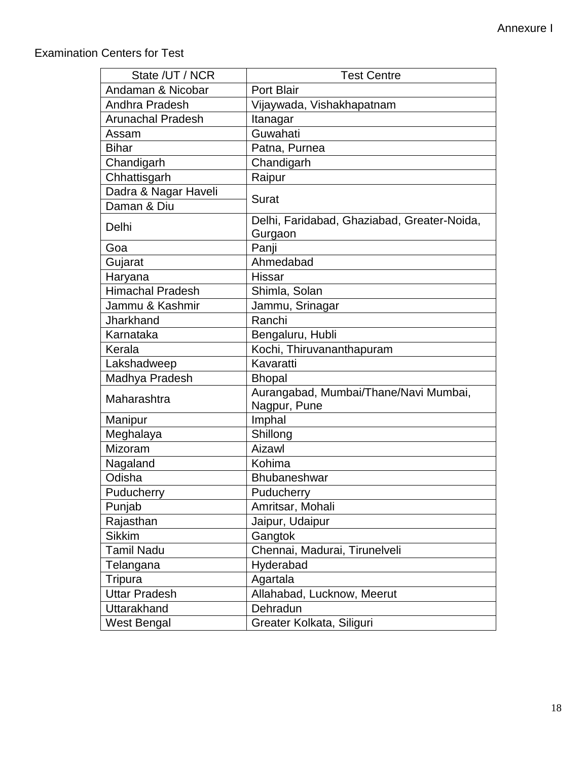Annexure I

Examination Centers for Test

| State /UT / NCR | Test Centre |
|---|---|
| Andaman & Nicobar | Port Blair |
| Andhra Pradesh | Vijaywada, Vishakhapatnam |
| Arunachal Pradesh | Itanagar |
| Assam | Guwahati |
| Bihar | Patna, Purnea |
| Chandigarh | Chandigarh |
| Chhattisgarh | Raipur |
| Dadra & Nagar Haveli | Surat |
| Daman & Diu | |
| Delhi | Delhi, Faridabad, Ghaziabad, Greater-Noida, Gurgaon |
| Goa | Panji |
| Gujarat | Ahmedabad |
| Haryana | Hissar |
| Himachal Pradesh | Shimla, Solan |
| Jammu & Kashmir | Jammu, Srinagar |
| Jharkhand | Ranchi |
| Karnataka | Bengaluru, Hubli |
| Kerala | Kochi, Thiruvananthapuram |
| Lakshadweep | Kavaratti |
| Madhya Pradesh | Bhopal |
| Maharashtra | Aurangabad, Mumbai/Thane/Navi Mumbai, Nagpur, Pune |
| Manipur | Imphal |
| Meghalaya | Shillong |
| Mizoram | Aizawl |
| Nagaland | Kohima |
| Odisha | Bhubaneshwar |
| Puducherry | Puducherry |
| Punjab | Amritsar, Mohali |
| Rajasthan | Jaipur, Udaipur |
| Sikkim | Gangtok |
| Tamil Nadu | Chennai, Madurai, Tirunelveli |
| Telangana | Hyderabad |
| Tripura | Agartala |
| Uttar Pradesh | Allahabad, Lucknow, Meerut |
| Uttarakhand | Dehradun |
| West Bengal | Greater Kolkata, Siliguri |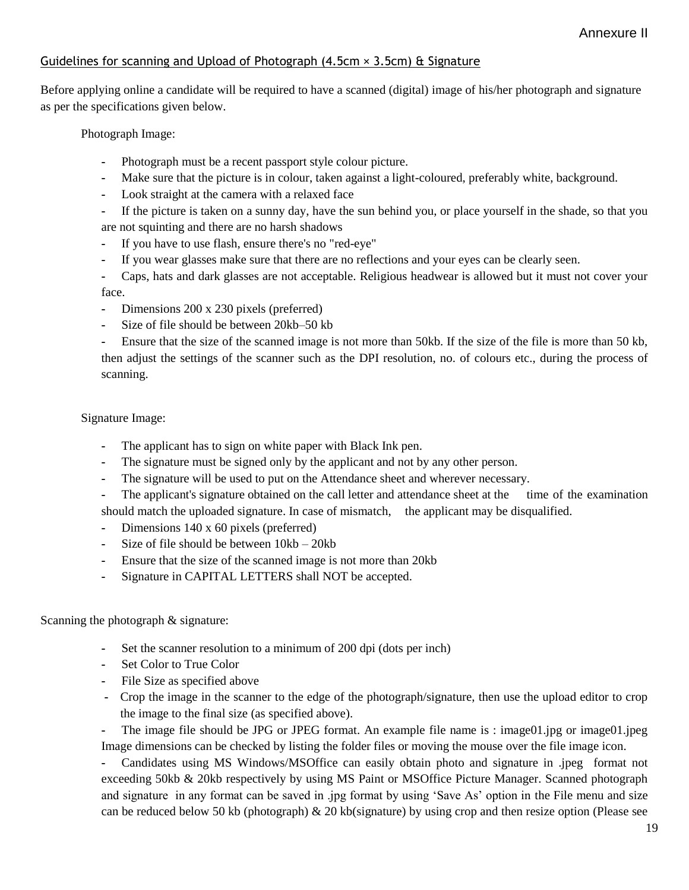Annexure II

## Guidelines for scanning and Upload of Photograph (4.5cm × 3.5cm) & Signature

Before applying online a candidate will be required to have a scanned (digital) image of his/her photograph and signature as per the specifications given below.

Photograph Image:

- Photograph must be a recent passport style colour picture.
- Make sure that the picture is in colour, taken against a light-coloured, preferably white, background.
- Look straight at the camera with a relaxed face
- If the picture is taken on a sunny day, have the sun behind you, or place yourself in the shade, so that you are not squinting and there are no harsh shadows
- If you have to use flash, ensure there's no "red-eye"
- If you wear glasses make sure that there are no reflections and your eyes can be clearly seen.
- Caps, hats and dark glasses are not acceptable. Religious headwear is allowed but it must not cover your face.
- Dimensions 200 x 230 pixels (preferred)
- Size of file should be between 20kb–50 kb
- Ensure that the size of the scanned image is not more than 50kb. If the size of the file is more than 50 kb, then adjust the settings of the scanner such as the DPI resolution, no. of colours etc., during the process of scanning.

Signature Image:

- The applicant has to sign on white paper with Black Ink pen.
- The signature must be signed only by the applicant and not by any other person.
- The signature will be used to put on the Attendance sheet and wherever necessary.
- The applicant's signature obtained on the call letter and attendance sheet at the time of the examination should match the uploaded signature. In case of mismatch, the applicant may be disqualified.
- Dimensions 140 x 60 pixels (preferred)
- Size of file should be between 10kb – 20kb
- Ensure that the size of the scanned image is not more than 20kb
- Signature in CAPITAL LETTERS shall NOT be accepted.

Scanning the photograph & signature:

- Set the scanner resolution to a minimum of 200 dpi (dots per inch)
- Set Color to True Color
- File Size as specified above
- Crop the image in the scanner to the edge of the photograph/signature, then use the upload editor to crop the image to the final size (as specified above).
- The image file should be JPG or JPEG format. An example file name is : image01.jpg or image01.jpeg Image dimensions can be checked by listing the folder files or moving the mouse over the file image icon.
- Candidates using MS Windows/MSOffice can easily obtain photo and signature in .jpeg format not exceeding 50kb & 20kb respectively by using MS Paint or MSOffice Picture Manager. Scanned photograph and signature in any format can be saved in .jpg format by using 'Save As' option in the File menu and size can be reduced below 50 kb (photograph) & 20 kb(signature) by using crop and then resize option (Please see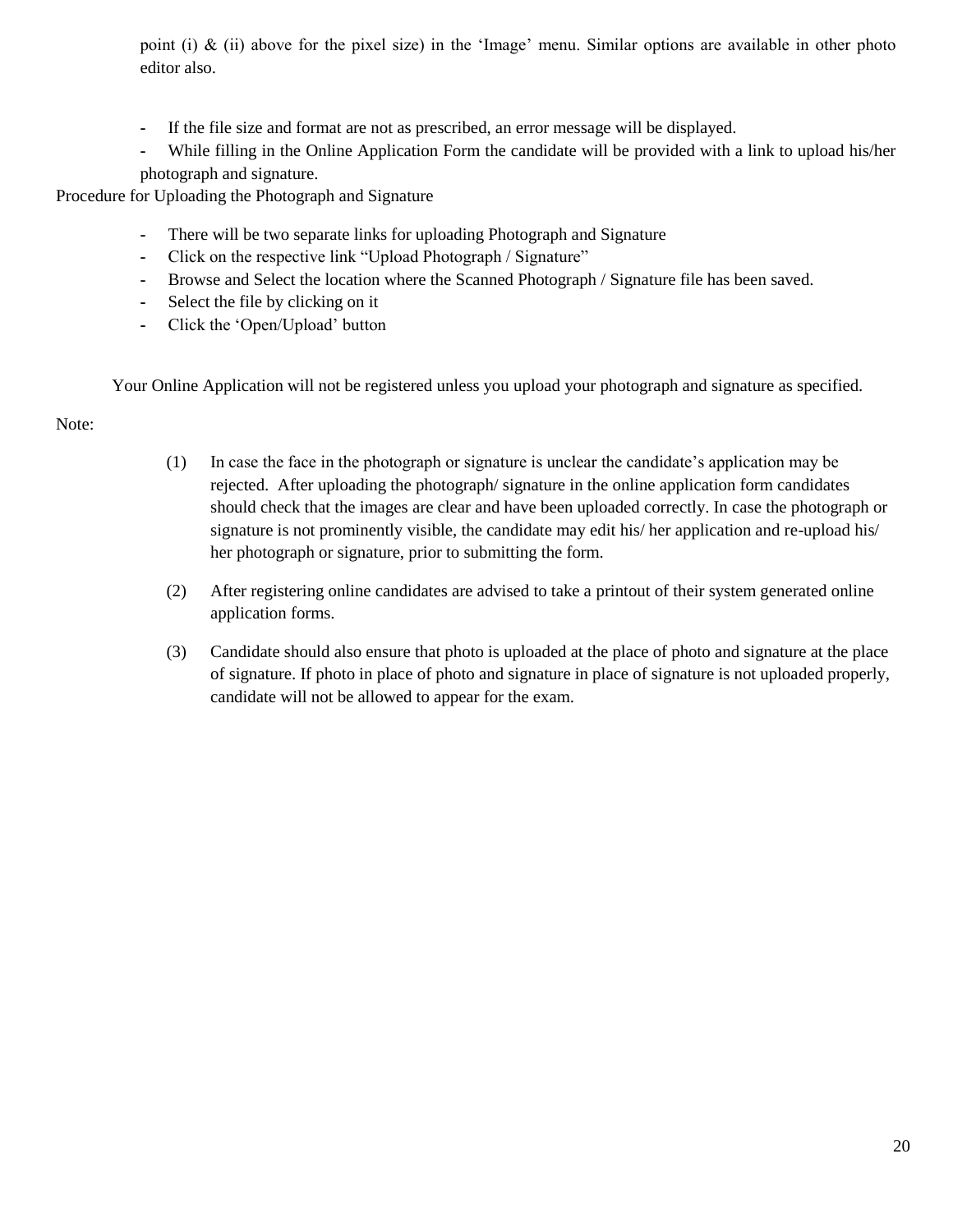point (i) & (ii) above for the pixel size) in the 'Image' menu. Similar options are available in other photo editor also.

- If the file size and format are not as prescribed, an error message will be displayed.
- While filling in the Online Application Form the candidate will be provided with a link to upload his/her photograph and signature.

Procedure for Uploading the Photograph and Signature

- There will be two separate links for uploading Photograph and Signature
- Click on the respective link "Upload Photograph / Signature"
- Browse and Select the location where the Scanned Photograph / Signature file has been saved.
- Select the file by clicking on it
- Click the 'Open/Upload' button

Your Online Application will not be registered unless you upload your photograph and signature as specified.

Note:

(1) In case the face in the photograph or signature is unclear the candidate's application may be rejected. After uploading the photograph/ signature in the online application form candidates should check that the images are clear and have been uploaded correctly. In case the photograph or signature is not prominently visible, the candidate may edit his/ her application and re-upload his/ her photograph or signature, prior to submitting the form.

(2) After registering online candidates are advised to take a printout of their system generated online application forms.

(3) Candidate should also ensure that photo is uploaded at the place of photo and signature at the place of signature. If photo in place of photo and signature in place of signature is not uploaded properly, candidate will not be allowed to appear for the exam.